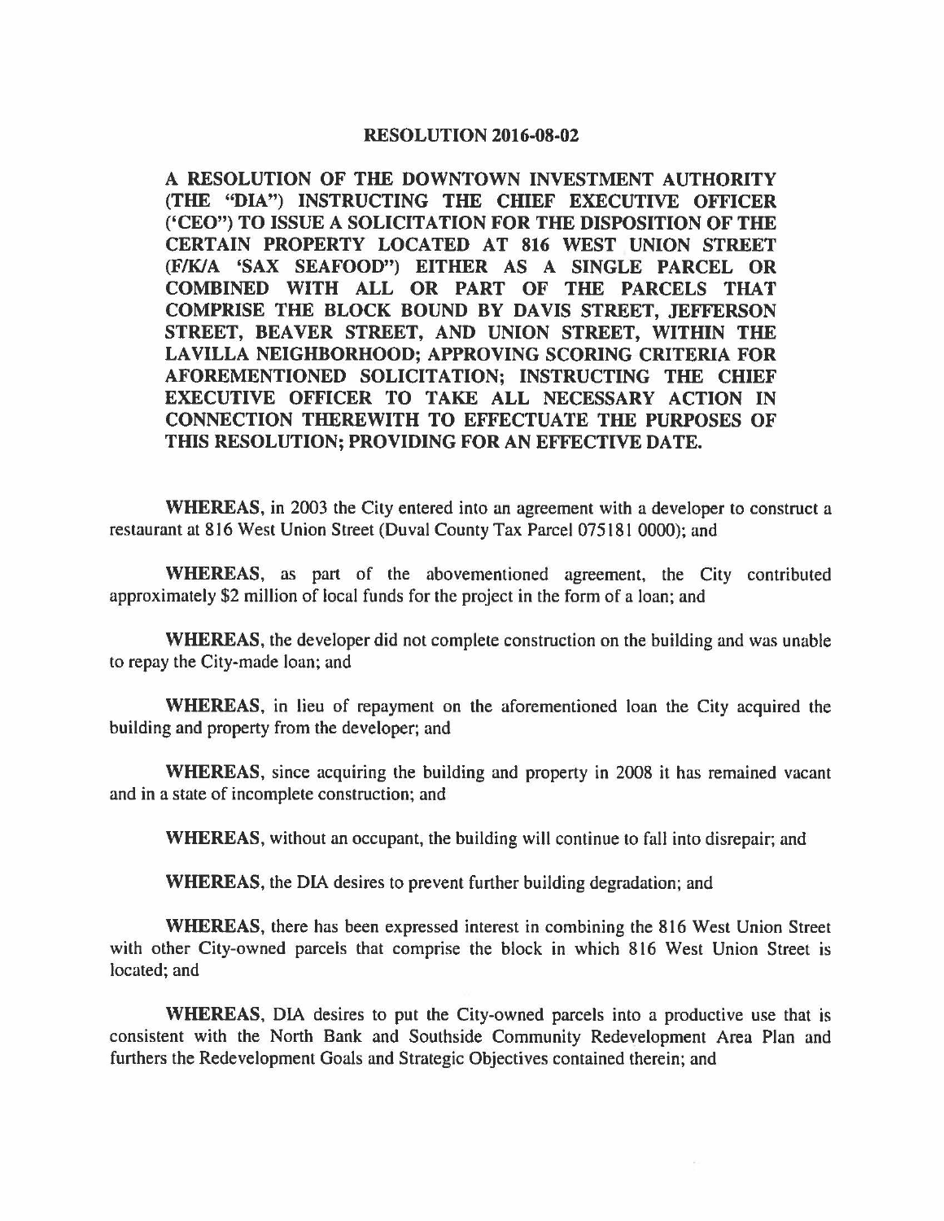# RESOLUTION 2016-08-02

**A RESOLUTION OF THE DOWNTOWN INVESTMENT AUTHORITY (THE "DIA") INSTRUCTING THE CHIEF EXECUTIVE OFFICER ('CEO") TO ISSUE A SOLICITATION FOR THE DISPOSITION OF THE CERTAIN PROPERTY LOCATED AT 816 WEST UNION STREET (F/K/A 'SAX SEAFOOD") EITHER AS A SINGLE PARCEL OR COMBINED WITH ALL OR PART OF THE PARCELS THAT COMPRISE THE BLOCK BOUND BY DAVIS STREET, JEFFERSON STREET, BEAVER STREET, AND UNION STREET, WITHIN THE LAVILLA NEIGHBORHOOD; APPROVING SCORING CRITERIA FOR AFOREMENTIONED SOLICITATION; INSTRUCTING THE CHIEF EXECUTIVE OFFICER TO TAKE ALL NECESSARY ACTION IN CONNECTION THEREWITH TO EFFECTUATE THE PURPOSES OF THIS RESOLUTION; PROVIDING FOR AN EFFECTIVE DATE.**

**WHEREAS**, in 2003 the City entered into an agreement with a developer to construct a restaurant at 816 West Union Street (Duval County Tax Parcel 075181 0000); and

**WHEREAS**, as part of the abovementioned agreement, the City contributed approximately $2 million of local funds for the project in the form of a loan; and

**WHEREAS**, the developer did not complete construction on the building and was unable to repay the City-made loan; and

**WHEREAS**, in lieu of repayment on the aforementioned loan the City acquired the building and property from the developer; and

**WHEREAS**, since acquiring the building and property in 2008 it has remained vacant and in a state of incomplete construction; and

**WHEREAS**, without an occupant, the building will continue to fall into disrepair; and

**WHEREAS**, the DIA desires to prevent further building degradation; and

**WHEREAS**, there has been expressed interest in combining the 816 West Union Street with other City-owned parcels that comprise the block in which 816 West Union Street is located; and

**WHEREAS**, DIA desires to put the City-owned parcels into a productive use that is consistent with the North Bank and Southside Community Redevelopment Area Plan and furthers the Redevelopment Goals and Strategic Objectives contained therein; and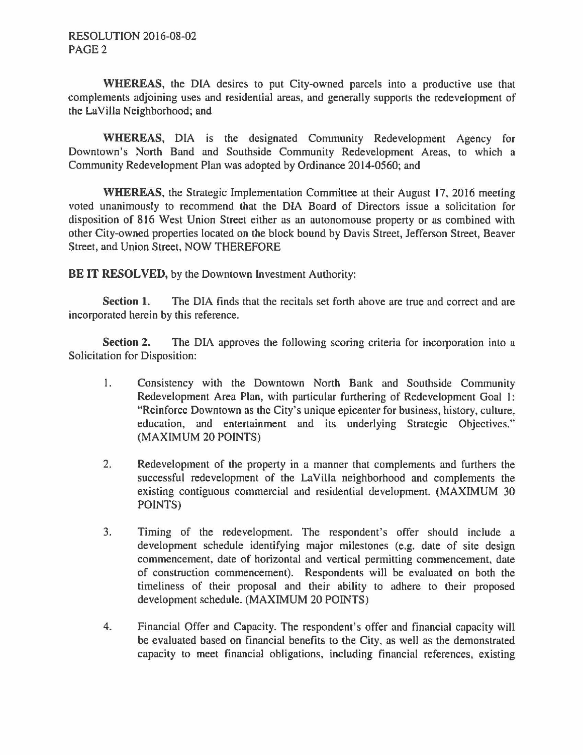**WHEREAS**, the DIA desires to put City-owned parcels into a productive use that complements adjoining uses and residential areas, and generally supports the redevelopment of the LaVilla Neighborhood; and

**WHEREAS**, DIA is the designated Community Redevelopment Agency for Downtown's North Band and Southside Community Redevelopment Areas, to which a Community Redevelopment Plan was adopted by Ordinance 2014-0560; and

**WHEREAS**, the Strategic Implementation Committee at their August 17, 2016 meeting voted unanimously to recommend that the DIA Board of Directors issue a solicitation for disposition of 816 West Union Street either as an autonomouse property or as combined with other City-owned properties located on the block bound by Davis Street, Jefferson Street, Beaver Street, and Union Street, NOW THEREFORE

**BE IT RESOLVED,** by the Downtown Investment Authority:

**Section 1.** The DIA finds that the recitals set forth above are true and correct and are incorporated herein by this reference.

**Section 2.** The DIA approves the following scoring criteria for incorporation into a Solicitation for Disposition:

1. Consistency with the Downtown North Bank and Southside Community Redevelopment Area Plan, with particular furthering of Redevelopment Goal 1: "Reinforce Downtown as the City's unique epicenter for business, history, culture, education, and entertainment and its underlying Strategic Objectives." (MAXIMUM 20 POINTS)

2. Redevelopment of the property in a manner that complements and furthers the successful redevelopment of the LaVilla neighborhood and complements the existing contiguous commercial and residential development. (MAXIMUM 30 POINTS)

3. Timing of the redevelopment. The respondent's offer should include a development schedule identifying major milestones (e.g. date of site design commencement, date of horizontal and vertical permitting commencement, date of construction commencement). Respondents will be evaluated on both the timeliness of their proposal and their ability to adhere to their proposed development schedule. (MAXIMUM 20 POINTS)

4. Financial Offer and Capacity. The respondent's offer and financial capacity will be evaluated based on financial benefits to the City, as well as the demonstrated capacity to meet financial obligations, including financial references, existing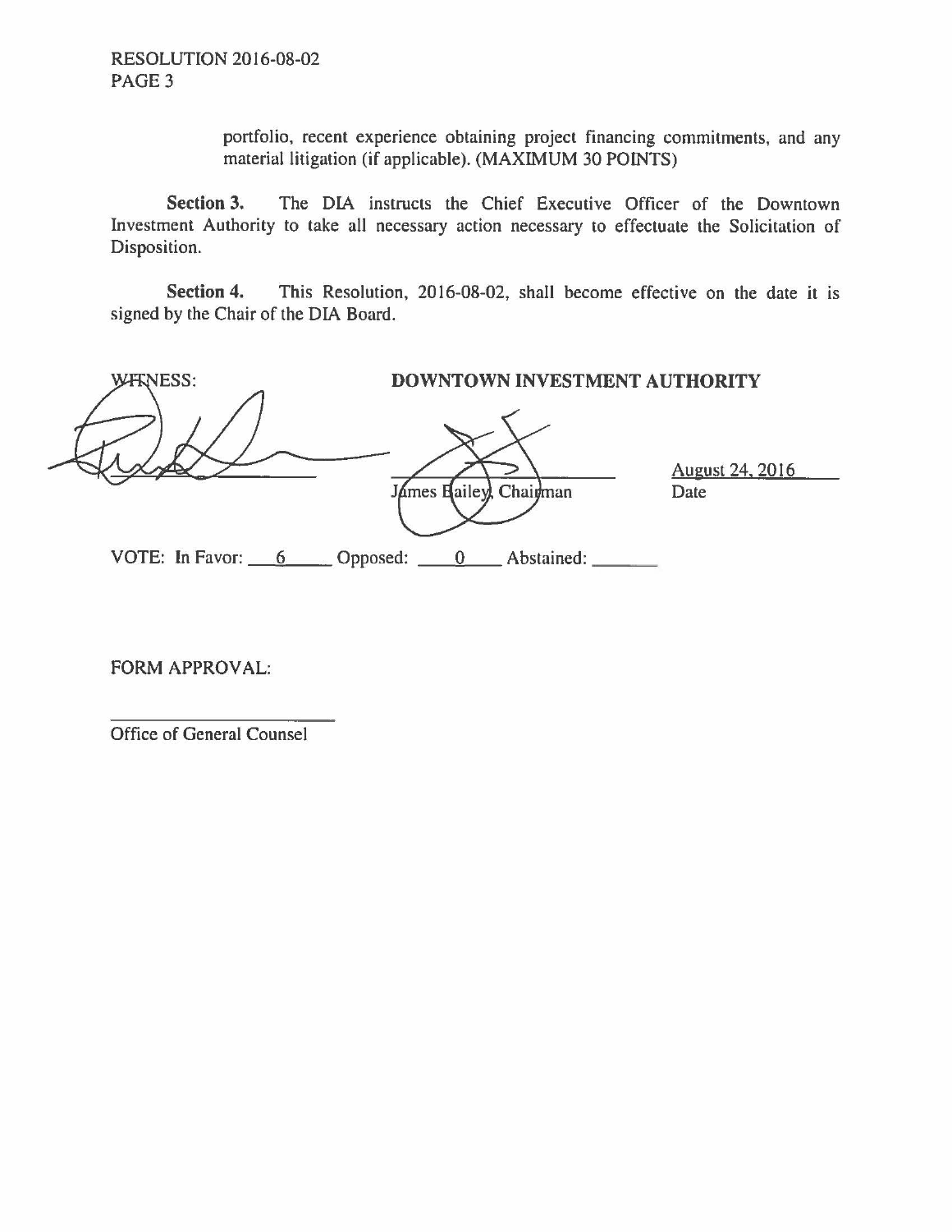portfolio, recent experience obtaining project financing commitments, and any material litigation (if applicable). (MAXIMUM 30 POINTS)

**Section 3.** The DIA instructs the Chief Executive Officer of the Downtown Investment Authority to take all necessary action necessary to effectuate the Solicitation of Disposition.

**Section 4.** This Resolution, 2016-08-02, shall become effective on the date it is signed by the Chair of the DIA Board.

WITNESS:

**DOWNTOWN INVESTMENT AUTHORITY**

James Bailey, Chairman

August 24, 2016
Date

VOTE: In Favor: 6 Opposed: 0 Abstained: \_\_\_\_\_\_\_

FORM APPROVAL:

Office of General Counsel